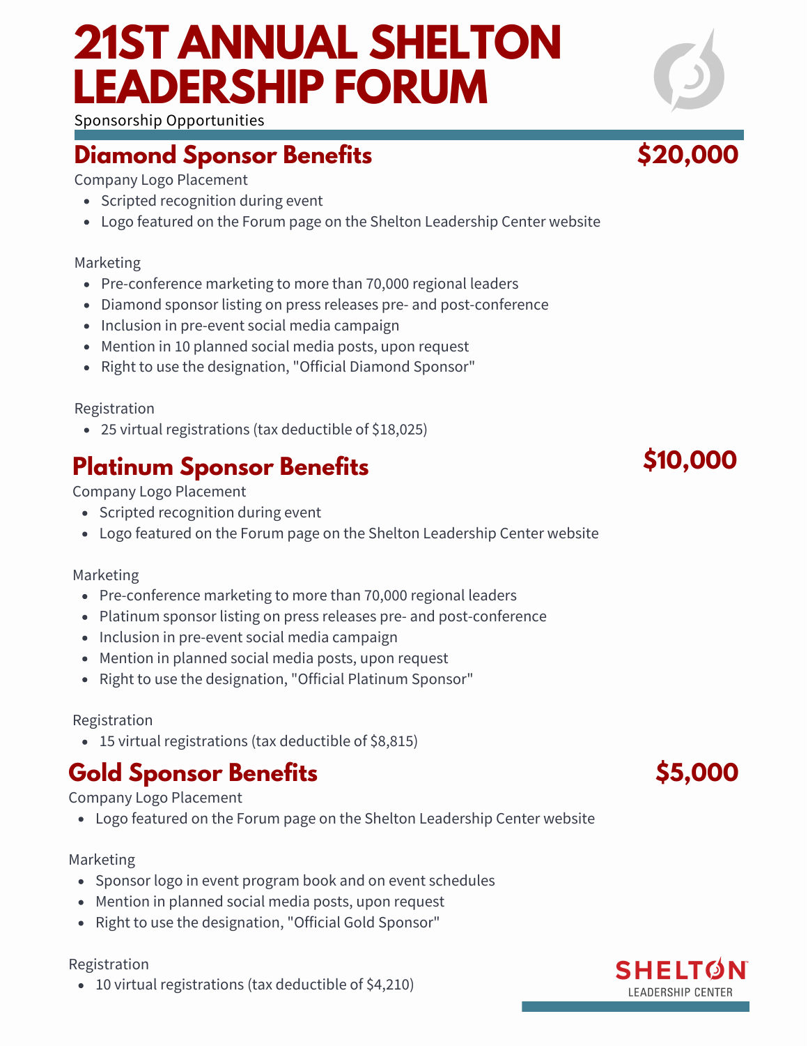# 21ST ANNUAL SHELTON LEADERSHIP FORUM

Sponsorship Opportunities

## Diamond Sponsor Benefits

**$20,000**

Company Logo Placement

- Scripted recognition during event
- Logo featured on the Forum page on the Shelton Leadership Center website

Marketing

- Pre-conference marketing to more than 70,000 regional leaders
- Diamond sponsor listing on press releases pre- and post-conference
- Inclusion in pre-event social media campaign
- Mention in 10 planned social media posts, upon request
- Right to use the designation, "Official Diamond Sponsor"

Registration

- 25 virtual registrations (tax deductible of $18,025)

## Platinum Sponsor Benefits

**$10,000**

Company Logo Placement

- Scripted recognition during event
- Logo featured on the Forum page on the Shelton Leadership Center website

Marketing

- Pre-conference marketing to more than 70,000 regional leaders
- Platinum sponsor listing on press releases pre- and post-conference
- Inclusion in pre-event social media campaign
- Mention in planned social media posts, upon request
- Right to use the designation, "Official Platinum Sponsor"

Registration

- 15 virtual registrations (tax deductible of $8,815)

## Gold Sponsor Benefits

**$5,000**

Company Logo Placement

- Logo featured on the Forum page on the Shelton Leadership Center website

Marketing

- Sponsor logo in event program book and on event schedules
- Mention in planned social media posts, upon request
- Right to use the designation, "Official Gold Sponsor"

Registration

- 10 virtual registrations (tax deductible of $4,210)

SHELTON LEADERSHIP CENTER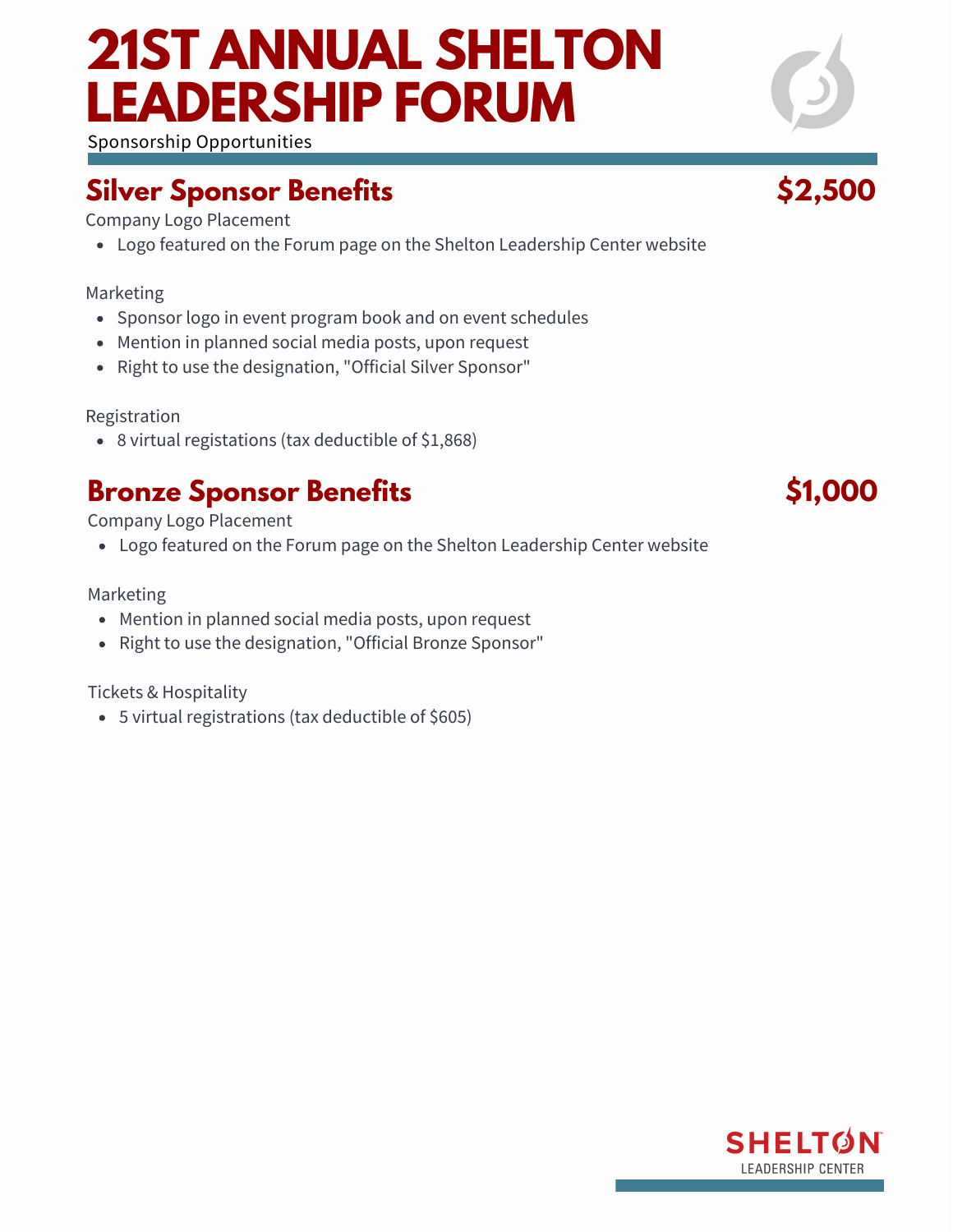# 21ST ANNUAL SHELTON LEADERSHIP FORUM

Sponsorship Opportunities

## Silver Sponsor Benefits — $2,500

Company Logo Placement

- Logo featured on the Forum page on the Shelton Leadership Center website

Marketing

- Sponsor logo in event program book and on event schedules
- Mention in planned social media posts, upon request
- Right to use the designation, "Official Silver Sponsor"

Registration

- 8 virtual registations (tax deductible of $1,868)

## Bronze Sponsor Benefits — $1,000

Company Logo Placement

- Logo featured on the Forum page on the Shelton Leadership Center website

Marketing

- Mention in planned social media posts, upon request
- Right to use the designation, "Official Bronze Sponsor"

Tickets & Hospitality

- 5 virtual registrations (tax deductible of $605)

SHELTON LEADERSHIP CENTER